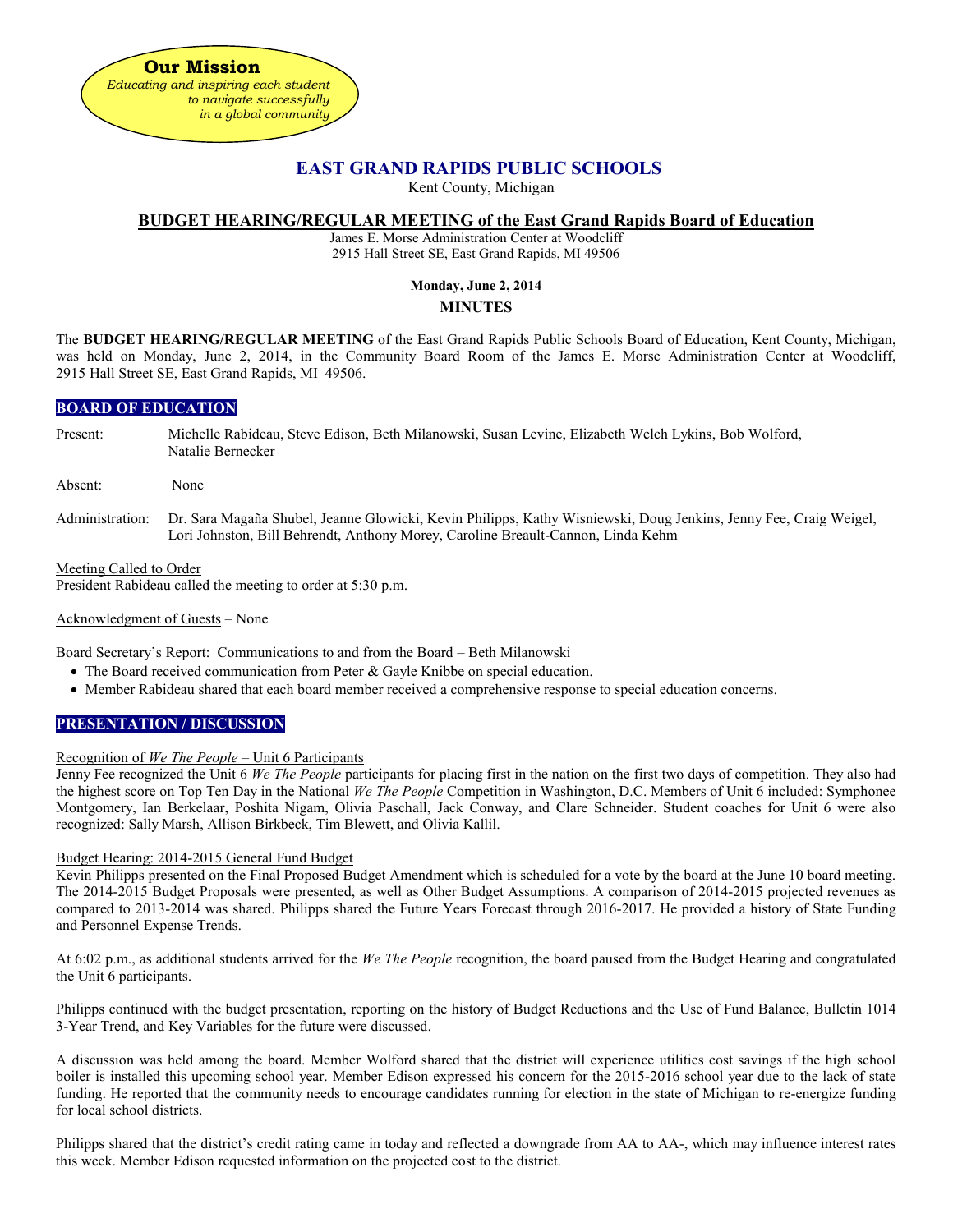**Our Mission**
*Educating and inspiring each student to navigate successfully in a global community*

# EAST GRAND RAPIDS PUBLIC SCHOOLS

Kent County, Michigan

## BUDGET HEARING/REGULAR MEETING of the East Grand Rapids Board of Education

James E. Morse Administration Center at Woodcliff
2915 Hall Street SE, East Grand Rapids, MI 49506

**Monday, June 2, 2014**

**MINUTES**

The **BUDGET HEARING/REGULAR MEETING** of the East Grand Rapids Public Schools Board of Education, Kent County, Michigan, was held on Monday, June 2, 2014, in the Community Board Room of the James E. Morse Administration Center at Woodcliff, 2915 Hall Street SE, East Grand Rapids, MI 49506.

### BOARD OF EDUCATION

Present: Michelle Rabideau, Steve Edison, Beth Milanowski, Susan Levine, Elizabeth Welch Lykins, Bob Wolford, Natalie Bernecker

Absent: None

Administration: Dr. Sara Magaña Shubel, Jeanne Glowicki, Kevin Philipps, Kathy Wisniewski, Doug Jenkins, Jenny Fee, Craig Weigel, Lori Johnston, Bill Behrendt, Anthony Morey, Caroline Breault-Cannon, Linda Kehm

Meeting Called to Order
President Rabideau called the meeting to order at 5:30 p.m.

Acknowledgment of Guests – None

Board Secretary's Report: Communications to and from the Board – Beth Milanowski

- The Board received communication from Peter & Gayle Knibbe on special education.
- Member Rabideau shared that each board member received a comprehensive response to special education concerns.

### PRESENTATION / DISCUSSION

Recognition of *We The People* – Unit 6 Participants
Jenny Fee recognized the Unit 6 *We The People* participants for placing first in the nation on the first two days of competition. They also had the highest score on Top Ten Day in the National *We The People* Competition in Washington, D.C. Members of Unit 6 included: Symphonee Montgomery, Ian Berkelaar, Poshita Nigam, Olivia Paschall, Jack Conway, and Clare Schneider. Student coaches for Unit 6 were also recognized: Sally Marsh, Allison Birkbeck, Tim Blewett, and Olivia Kallil.

Budget Hearing: 2014-2015 General Fund Budget
Kevin Philipps presented on the Final Proposed Budget Amendment which is scheduled for a vote by the board at the June 10 board meeting. The 2014-2015 Budget Proposals were presented, as well as Other Budget Assumptions. A comparison of 2014-2015 projected revenues as compared to 2013-2014 was shared. Philipps shared the Future Years Forecast through 2016-2017. He provided a history of State Funding and Personnel Expense Trends.

At 6:02 p.m., as additional students arrived for the *We The People* recognition, the board paused from the Budget Hearing and congratulated the Unit 6 participants.

Philipps continued with the budget presentation, reporting on the history of Budget Reductions and the Use of Fund Balance, Bulletin 1014 3-Year Trend, and Key Variables for the future were discussed.

A discussion was held among the board. Member Wolford shared that the district will experience utilities cost savings if the high school boiler is installed this upcoming school year. Member Edison expressed his concern for the 2015-2016 school year due to the lack of state funding. He reported that the community needs to encourage candidates running for election in the state of Michigan to re-energize funding for local school districts.

Philipps shared that the district's credit rating came in today and reflected a downgrade from AA to AA-, which may influence interest rates this week. Member Edison requested information on the projected cost to the district.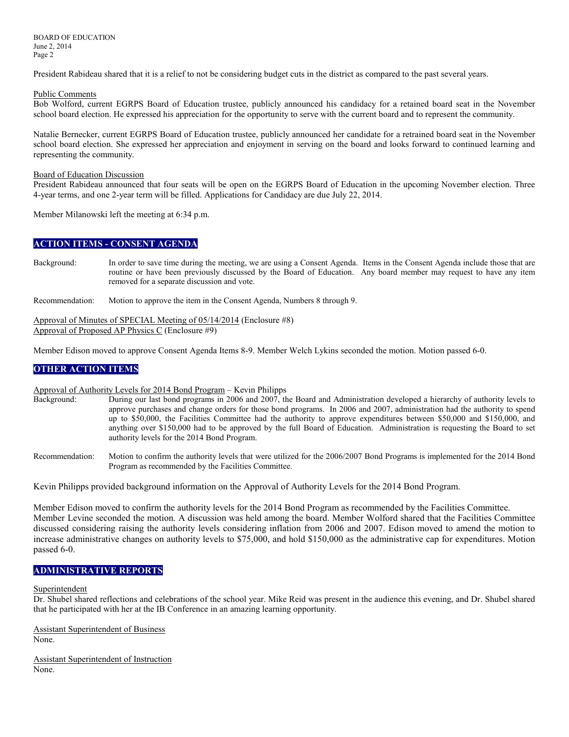President Rabideau shared that it is a relief to not be considering budget cuts in the district as compared to the past several years.

Public Comments

Bob Wolford, current EGRPS Board of Education trustee, publicly announced his candidacy for a retained board seat in the November school board election. He expressed his appreciation for the opportunity to serve with the current board and to represent the community.

Natalie Bernecker, current EGRPS Board of Education trustee, publicly announced her candidate for a retrained board seat in the November school board election. She expressed her appreciation and enjoyment in serving on the board and looks forward to continued learning and representing the community.

Board of Education Discussion

President Rabideau announced that four seats will be open on the EGRPS Board of Education in the upcoming November election. Three 4-year terms, and one 2-year term will be filled. Applications for Candidacy are due July 22, 2014.

Member Milanowski left the meeting at 6:34 p.m.

## ACTION ITEMS - CONSENT AGENDA

Background: In order to save time during the meeting, we are using a Consent Agenda. Items in the Consent Agenda include those that are routine or have been previously discussed by the Board of Education. Any board member may request to have any item removed for a separate discussion and vote.

Recommendation: Motion to approve the item in the Consent Agenda, Numbers 8 through 9.

Approval of Minutes of SPECIAL Meeting of 05/14/2014 (Enclosure #8)
Approval of Proposed AP Physics C (Enclosure #9)

Member Edison moved to approve Consent Agenda Items 8-9. Member Welch Lykins seconded the motion. Motion passed 6-0.

## OTHER ACTION ITEMS

Approval of Authority Levels for 2014 Bond Program – Kevin Philipps

Background: During our last bond programs in 2006 and 2007, the Board and Administration developed a hierarchy of authority levels to approve purchases and change orders for those bond programs. In 2006 and 2007, administration had the authority to spend up to $50,000, the Facilities Committee had the authority to approve expenditures between $50,000 and $150,000, and anything over $150,000 had to be approved by the full Board of Education. Administration is requesting the Board to set authority levels for the 2014 Bond Program.

Recommendation: Motion to confirm the authority levels that were utilized for the 2006/2007 Bond Programs is implemented for the 2014 Bond Program as recommended by the Facilities Committee.

Kevin Philipps provided background information on the Approval of Authority Levels for the 2014 Bond Program.

Member Edison moved to confirm the authority levels for the 2014 Bond Program as recommended by the Facilities Committee. Member Levine seconded the motion. A discussion was held among the board. Member Wolford shared that the Facilities Committee discussed considering raising the authority levels considering inflation from 2006 and 2007. Edison moved to amend the motion to increase administrative changes on authority levels to $75,000, and hold $150,000 as the administrative cap for expenditures. Motion passed 6-0.

## ADMINISTRATIVE REPORTS

Superintendent

Dr. Shubel shared reflections and celebrations of the school year. Mike Reid was present in the audience this evening, and Dr. Shubel shared that he participated with her at the IB Conference in an amazing learning opportunity.

Assistant Superintendent of Business

None.

Assistant Superintendent of Instruction

None.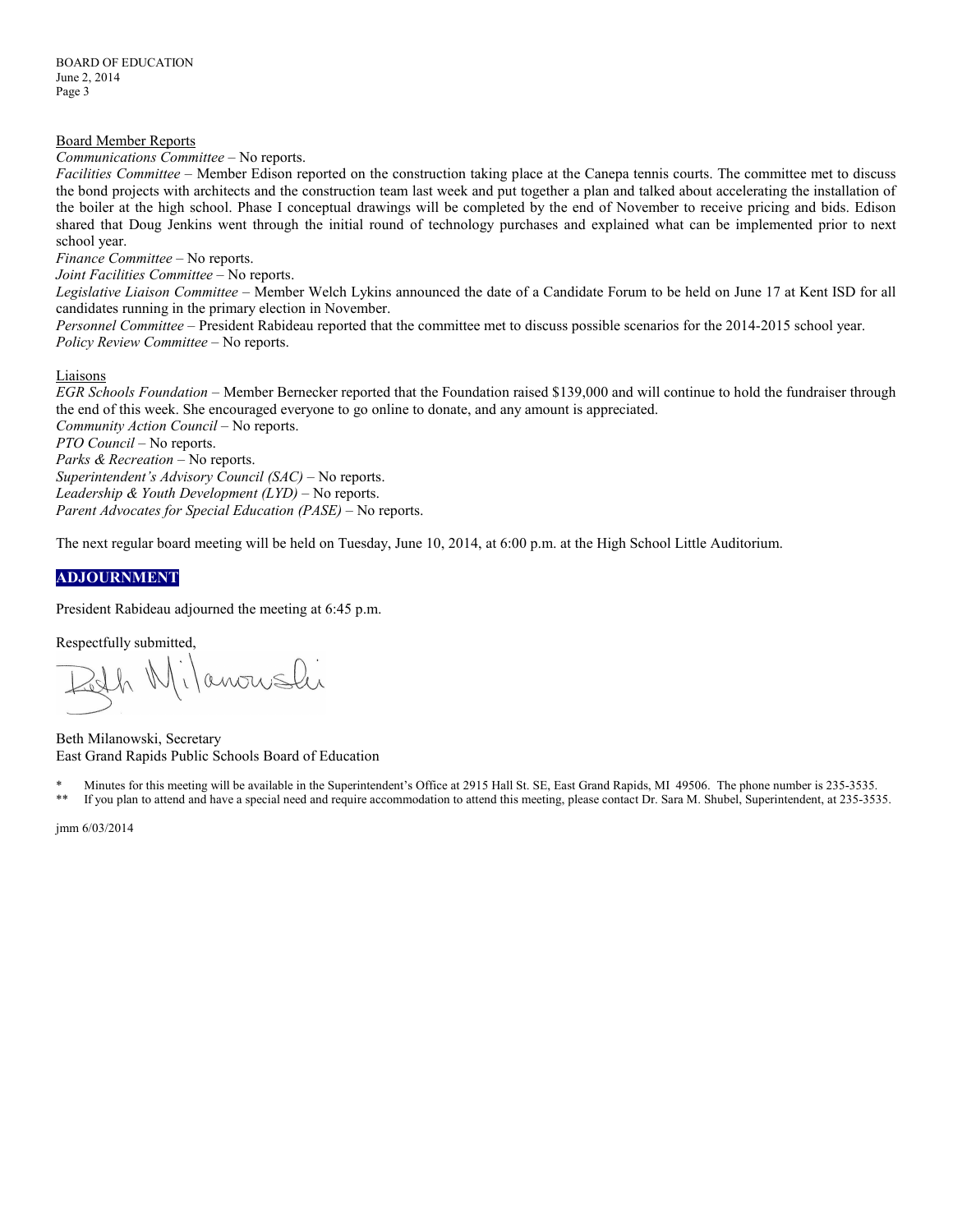Board Member Reports

*Communications Committee* – No reports.

*Facilities Committee* – Member Edison reported on the construction taking place at the Canepa tennis courts. The committee met to discuss the bond projects with architects and the construction team last week and put together a plan and talked about accelerating the installation of the boiler at the high school. Phase I conceptual drawings will be completed by the end of November to receive pricing and bids. Edison shared that Doug Jenkins went through the initial round of technology purchases and explained what can be implemented prior to next school year.

*Finance Committee* – No reports.

*Joint Facilities Committee* – No reports.

*Legislative Liaison Committee* – Member Welch Lykins announced the date of a Candidate Forum to be held on June 17 at Kent ISD for all candidates running in the primary election in November.

*Personnel Committee* – President Rabideau reported that the committee met to discuss possible scenarios for the 2014-2015 school year.

*Policy Review Committee* – No reports.

Liaisons

*EGR Schools Foundation* – Member Bernecker reported that the Foundation raised $139,000 and will continue to hold the fundraiser through the end of this week. She encouraged everyone to go online to donate, and any amount is appreciated.

*Community Action Council* – No reports.

*PTO Council* – No reports.

*Parks & Recreation* – No reports.

*Superintendent's Advisory Council (SAC)* – No reports.

*Leadership & Youth Development (LYD)* – No reports.

*Parent Advocates for Special Education (PASE)* – No reports.

The next regular board meeting will be held on Tuesday, June 10, 2014, at 6:00 p.m. at the High School Little Auditorium.

## ADJOURNMENT

President Rabideau adjourned the meeting at 6:45 p.m.

Respectfully submitted,

Beth Milanowski

Beth Milanowski, Secretary
East Grand Rapids Public Schools Board of Education

\* Minutes for this meeting will be available in the Superintendent's Office at 2915 Hall St. SE, East Grand Rapids, MI 49506. The phone number is 235-3535.

\*\* If you plan to attend and have a special need and require accommodation to attend this meeting, please contact Dr. Sara M. Shubel, Superintendent, at 235-3535.

jmm 6/03/2014